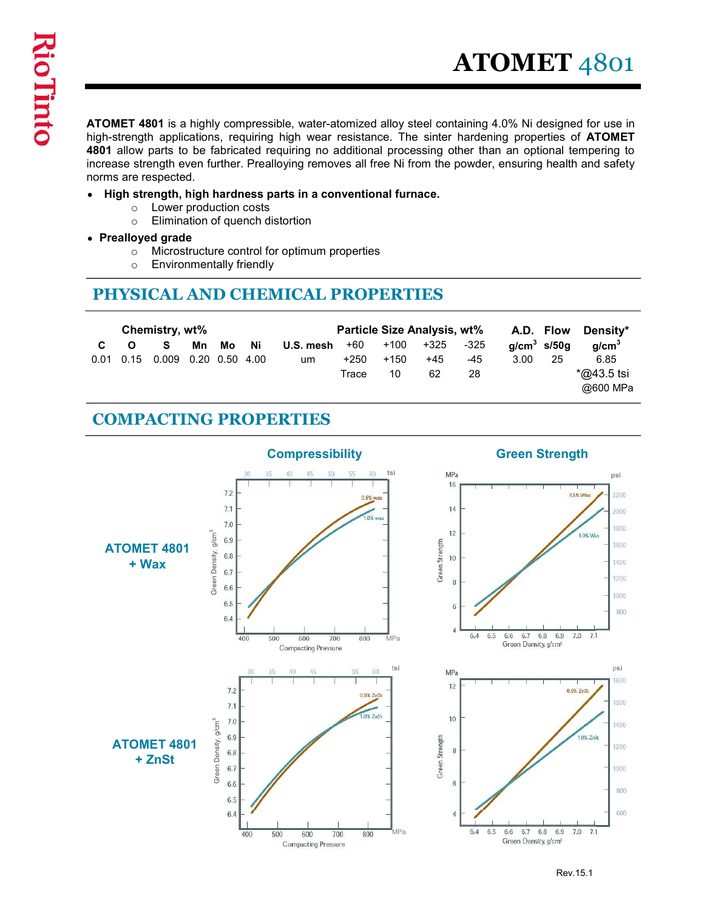# ATOMET 4801

**ATOMET 4801** is a highly compressible, water-atomized alloy steel containing 4.0% Ni designed for use in high-strength applications, requiring high wear resistance. The sinter hardening properties of **ATOMET 4801** allow parts to be fabricated requiring no additional processing other than an optional tempering to increase strength even further. Prealloying removes all free Ni from the powder, ensuring health and safety norms are respected.

- **High strength, high hardness parts in a conventional furnace.**
  - Lower production costs
  - Elimination of quench distortion
- **Prealloyed grade**
  - Microstructure control for optimum properties
  - Environmentally friendly

## PHYSICAL AND CHEMICAL PROPERTIES

| Chemistry, wt% | | | | | | Particle Size Analysis, wt% | | | | | A.D. | Flow | Density* |
|---|---|---|---|---|---|---|---|---|---|---|---|---|---|
| C | O | S | Mn | Mo | Ni | U.S. mesh | +60 | +100 | +325 | -325 | $g/cm^3$ | s/50g | $g/cm^3$ |
| 0.01 | 0.15 | 0.009 | 0.20 | 0.50 | 4.00 | um | +250 | +150 | +45 | -45 | 3.00 | 25 | 6.85 |
| | | | | | | | Trace | 10 | 62 | 28 | | | *@43.5 tsi @600 MPa |

## COMPACTING PROPERTIES

**Compressibility** | **Green Strength**

**ATOMET 4801 + Wax**

**ATOMET 4801 + ZnSt**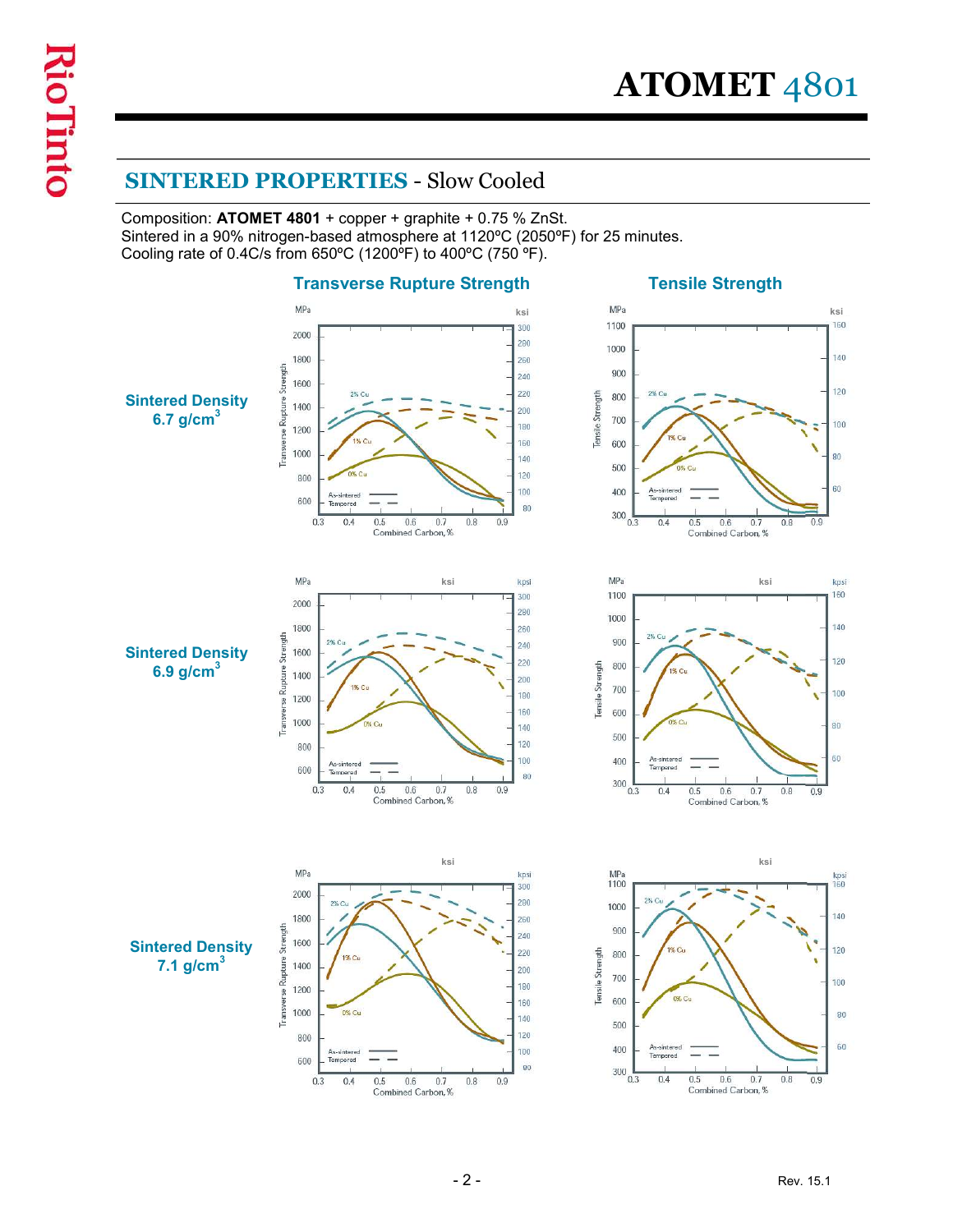# ATOMET 4801

## SINTERED PROPERTIES - Slow Cooled

Composition: **ATOMET 4801** + copper + graphite + 0.75 % ZnSt.
Sintered in a 90% nitrogen-based atmosphere at 1120ºC (2050ºF) for 25 minutes.
Cooling rate of 0.4C/s from 650ºC (1200ºF) to 400ºC (750 ºF).

### Transverse Rupture Strength

### Tensile Strength

**Sintered Density 6.7 g/cm$^3$**

**Sintered Density 6.9 g/cm$^3$**

**Sintered Density 7.1 g/cm$^3$**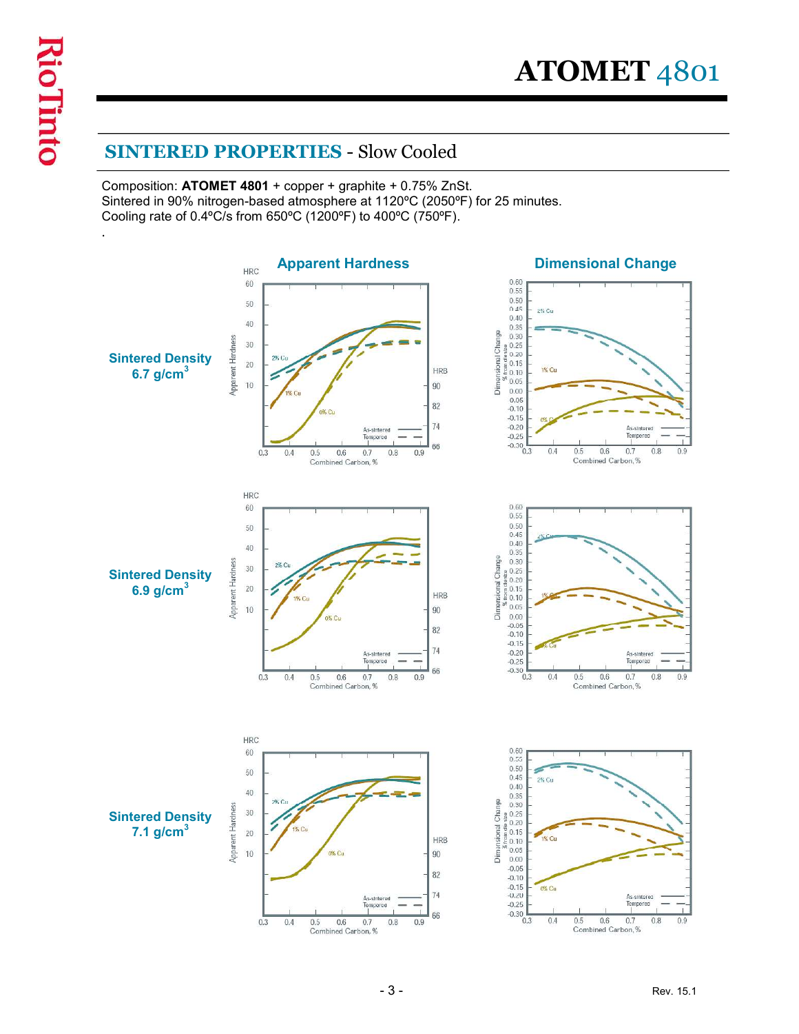# ATOMET 4801

## SINTERED PROPERTIES - Slow Cooled

Composition: **ATOMET 4801** + copper + graphite + 0.75% ZnSt.
Sintered in 90% nitrogen-based atmosphere at 1120ºC (2050ºF) for 25 minutes.
Cooling rate of 0.4ºC/s from 650ºC (1200ºF) to 400ºC (750ºF).

.

### Apparent Hardness | Dimensional Change

**Sintered Density 6.7 g/cm$^3$**

**Sintered Density 6.9 g/cm$^3$**

**Sintered Density 7.1 g/cm$^3$**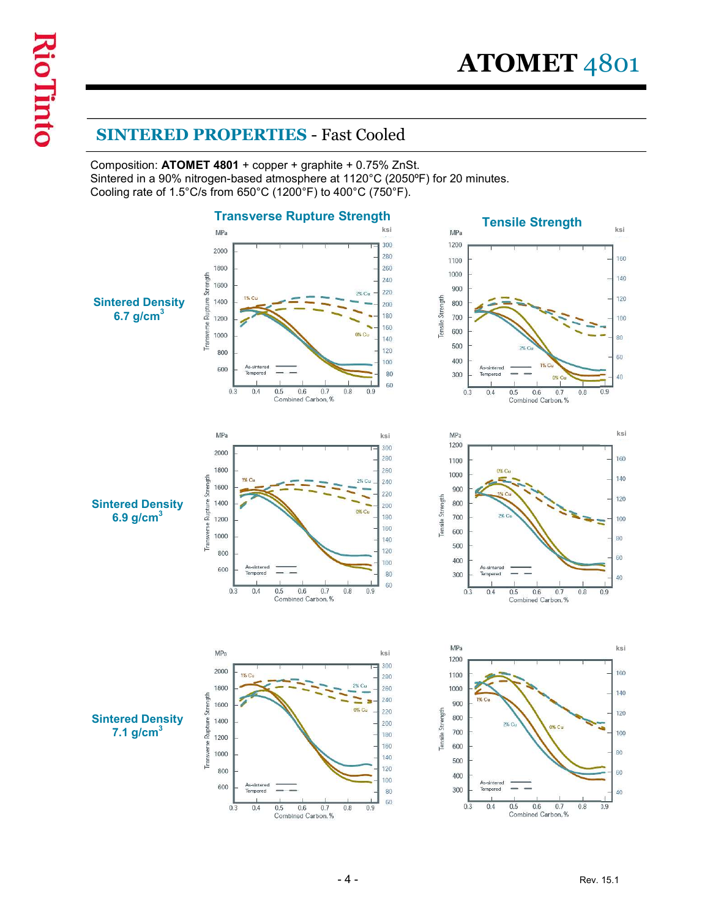## SINTERED PROPERTIES - Fast Cooled

Composition: **ATOMET 4801** + copper + graphite + 0.75% ZnSt.
Sintered in a 90% nitrogen-based atmosphere at 1120°C (2050ºF) for 20 minutes.
Cooling rate of 1.5°C/s from 650°C (1200°F) to 400°C (750°F).

### Transverse Rupture Strength

### Tensile Strength

**Sintered Density 6.7 g/cm$^3$**

**Sintered Density 6.9 g/cm$^3$**

**Sintered Density 7.1 g/cm$^3$**

Rev. 15.1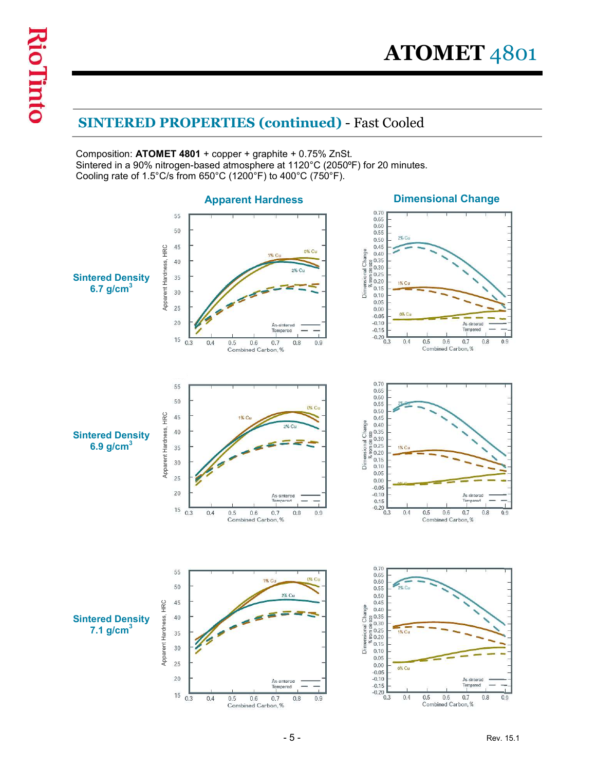# ATOMET 4801

## SINTERED PROPERTIES (continued) - Fast Cooled

Composition: **ATOMET 4801** + copper + graphite + 0.75% ZnSt.
Sintered in a 90% nitrogen-based atmosphere at 1120°C (2050ºF) for 20 minutes.
Cooling rate of 1.5°C/s from 650°C (1200°F) to 400°C (750°F).

**Apparent Hardness** | **Dimensional Change**

**Sintered Density 6.7 g/cm$^3$**

**Sintered Density 6.9 g/cm$^3$**

**Sintered Density 7.1 g/cm$^3$**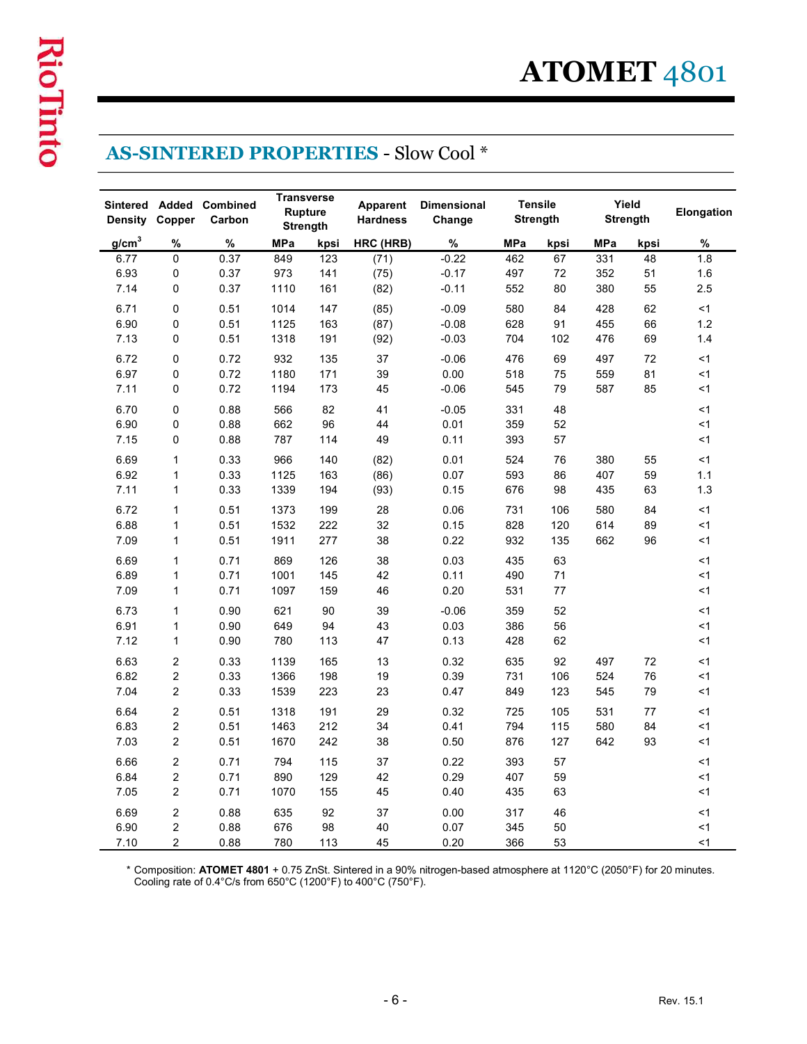# ATOMET 4801

## AS-SINTERED PROPERTIES - Slow Cool *

| Sintered Density | Added Copper | Combined Carbon | Transverse Rupture Strength | | Apparent Hardness | Dimensional Change | Tensile Strength | | Yield Strength | | Elongation |
|---|---|---|---|---|---|---|---|---|---|---|---|
| g/cm$^3$ | % | % | MPa | kpsi | HRC (HRB) | % | MPa | kpsi | MPa | kpsi | % |
| 6.77 | 0 | 0.37 | 849 | 123 | (71) | -0.22 | 462 | 67 | 331 | 48 | 1.8 |
| 6.93 | 0 | 0.37 | 973 | 141 | (75) | -0.17 | 497 | 72 | 352 | 51 | 1.6 |
| 7.14 | 0 | 0.37 | 1110 | 161 | (82) | -0.11 | 552 | 80 | 380 | 55 | 2.5 |
| 6.71 | 0 | 0.51 | 1014 | 147 | (85) | -0.09 | 580 | 84 | 428 | 62 | <1 |
| 6.90 | 0 | 0.51 | 1125 | 163 | (87) | -0.08 | 628 | 91 | 455 | 66 | 1.2 |
| 7.13 | 0 | 0.51 | 1318 | 191 | (92) | -0.03 | 704 | 102 | 476 | 69 | 1.4 |
| 6.72 | 0 | 0.72 | 932 | 135 | 37 | -0.06 | 476 | 69 | 497 | 72 | <1 |
| 6.97 | 0 | 0.72 | 1180 | 171 | 39 | 0.00 | 518 | 75 | 559 | 81 | <1 |
| 7.11 | 0 | 0.72 | 1194 | 173 | 45 | -0.06 | 545 | 79 | 587 | 85 | <1 |
| 6.70 | 0 | 0.88 | 566 | 82 | 41 | -0.05 | 331 | 48 | | | <1 |
| 6.90 | 0 | 0.88 | 662 | 96 | 44 | 0.01 | 359 | 52 | | | <1 |
| 7.15 | 0 | 0.88 | 787 | 114 | 49 | 0.11 | 393 | 57 | | | <1 |
| 6.69 | 1 | 0.33 | 966 | 140 | (82) | 0.01 | 524 | 76 | 380 | 55 | <1 |
| 6.92 | 1 | 0.33 | 1125 | 163 | (86) | 0.07 | 593 | 86 | 407 | 59 | 1.1 |
| 7.11 | 1 | 0.33 | 1339 | 194 | (93) | 0.15 | 676 | 98 | 435 | 63 | 1.3 |
| 6.72 | 1 | 0.51 | 1373 | 199 | 28 | 0.06 | 731 | 106 | 580 | 84 | <1 |
| 6.88 | 1 | 0.51 | 1532 | 222 | 32 | 0.15 | 828 | 120 | 614 | 89 | <1 |
| 7.09 | 1 | 0.51 | 1911 | 277 | 38 | 0.22 | 932 | 135 | 662 | 96 | <1 |
| 6.69 | 1 | 0.71 | 869 | 126 | 38 | 0.03 | 435 | 63 | | | <1 |
| 6.89 | 1 | 0.71 | 1001 | 145 | 42 | 0.11 | 490 | 71 | | | <1 |
| 7.09 | 1 | 0.71 | 1097 | 159 | 46 | 0.20 | 531 | 77 | | | <1 |
| 6.73 | 1 | 0.90 | 621 | 90 | 39 | -0.06 | 359 | 52 | | | <1 |
| 6.91 | 1 | 0.90 | 649 | 94 | 43 | 0.03 | 386 | 56 | | | <1 |
| 7.12 | 1 | 0.90 | 780 | 113 | 47 | 0.13 | 428 | 62 | | | <1 |
| 6.63 | 2 | 0.33 | 1139 | 165 | 13 | 0.32 | 635 | 92 | 497 | 72 | <1 |
| 6.82 | 2 | 0.33 | 1366 | 198 | 19 | 0.39 | 731 | 106 | 524 | 76 | <1 |
| 7.04 | 2 | 0.33 | 1539 | 223 | 23 | 0.47 | 849 | 123 | 545 | 79 | <1 |
| 6.64 | 2 | 0.51 | 1318 | 191 | 29 | 0.32 | 725 | 105 | 531 | 77 | <1 |
| 6.83 | 2 | 0.51 | 1463 | 212 | 34 | 0.41 | 794 | 115 | 580 | 84 | <1 |
| 7.03 | 2 | 0.51 | 1670 | 242 | 38 | 0.50 | 876 | 127 | 642 | 93 | <1 |
| 6.66 | 2 | 0.71 | 794 | 115 | 37 | 0.22 | 393 | 57 | | | <1 |
| 6.84 | 2 | 0.71 | 890 | 129 | 42 | 0.29 | 407 | 59 | | | <1 |
| 7.05 | 2 | 0.71 | 1070 | 155 | 45 | 0.40 | 435 | 63 | | | <1 |
| 6.69 | 2 | 0.88 | 635 | 92 | 37 | 0.00 | 317 | 46 | | | <1 |
| 6.90 | 2 | 0.88 | 676 | 98 | 40 | 0.07 | 345 | 50 | | | <1 |
| 7.10 | 2 | 0.88 | 780 | 113 | 45 | 0.20 | 366 | 53 | | | <1 |

* Composition: **ATOMET 4801** + 0.75 ZnSt. Sintered in a 90% nitrogen-based atmosphere at 1120°C (2050°F) for 20 minutes. Cooling rate of 0.4°C/s from 650°C (1200°F) to 400°C (750°F).

Rev. 15.1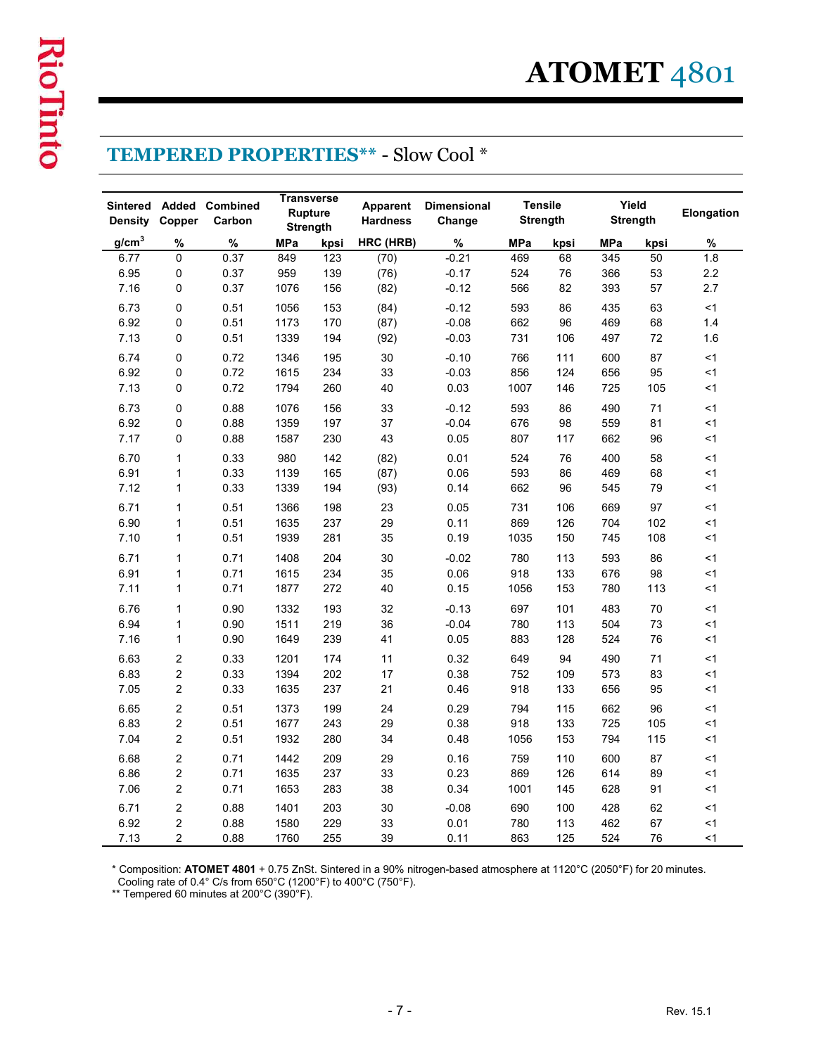# ATOMET 4801

## TEMPERED PROPERTIES** - Slow Cool *

| Sintered Density | Added Copper | Combined Carbon | Transverse Rupture Strength | | Apparent Hardness | Dimensional Change | Tensile Strength | | Yield Strength | | Elongation |
|---|---|---|---|---|---|---|---|---|---|---|---|
| g/cm³ | % | % | MPa | kpsi | HRC (HRB) | % | MPa | kpsi | MPa | kpsi | % |
| 6.77 | 0 | 0.37 | 849 | 123 | (70) | -0.21 | 469 | 68 | 345 | 50 | 1.8 |
| 6.95 | 0 | 0.37 | 959 | 139 | (76) | -0.17 | 524 | 76 | 366 | 53 | 2.2 |
| 7.16 | 0 | 0.37 | 1076 | 156 | (82) | -0.12 | 566 | 82 | 393 | 57 | 2.7 |
| 6.73 | 0 | 0.51 | 1056 | 153 | (84) | -0.12 | 593 | 86 | 435 | 63 | <1 |
| 6.92 | 0 | 0.51 | 1173 | 170 | (87) | -0.08 | 662 | 96 | 469 | 68 | 1.4 |
| 7.13 | 0 | 0.51 | 1339 | 194 | (92) | -0.03 | 731 | 106 | 497 | 72 | 1.6 |
| 6.74 | 0 | 0.72 | 1346 | 195 | 30 | -0.10 | 766 | 111 | 600 | 87 | <1 |
| 6.92 | 0 | 0.72 | 1615 | 234 | 33 | -0.03 | 856 | 124 | 656 | 95 | <1 |
| 7.13 | 0 | 0.72 | 1794 | 260 | 40 | 0.03 | 1007 | 146 | 725 | 105 | <1 |
| 6.73 | 0 | 0.88 | 1076 | 156 | 33 | -0.12 | 593 | 86 | 490 | 71 | <1 |
| 6.92 | 0 | 0.88 | 1359 | 197 | 37 | -0.04 | 676 | 98 | 559 | 81 | <1 |
| 7.17 | 0 | 0.88 | 1587 | 230 | 43 | 0.05 | 807 | 117 | 662 | 96 | <1 |
| 6.70 | 1 | 0.33 | 980 | 142 | (82) | 0.01 | 524 | 76 | 400 | 58 | <1 |
| 6.91 | 1 | 0.33 | 1139 | 165 | (87) | 0.06 | 593 | 86 | 469 | 68 | <1 |
| 7.12 | 1 | 0.33 | 1339 | 194 | (93) | 0.14 | 662 | 96 | 545 | 79 | <1 |
| 6.71 | 1 | 0.51 | 1366 | 198 | 23 | 0.05 | 731 | 106 | 669 | 97 | <1 |
| 6.90 | 1 | 0.51 | 1635 | 237 | 29 | 0.11 | 869 | 126 | 704 | 102 | <1 |
| 7.10 | 1 | 0.51 | 1939 | 281 | 35 | 0.19 | 1035 | 150 | 745 | 108 | <1 |
| 6.71 | 1 | 0.71 | 1408 | 204 | 30 | -0.02 | 780 | 113 | 593 | 86 | <1 |
| 6.91 | 1 | 0.71 | 1615 | 234 | 35 | 0.06 | 918 | 133 | 676 | 98 | <1 |
| 7.11 | 1 | 0.71 | 1877 | 272 | 40 | 0.15 | 1056 | 153 | 780 | 113 | <1 |
| 6.76 | 1 | 0.90 | 1332 | 193 | 32 | -0.13 | 697 | 101 | 483 | 70 | <1 |
| 6.94 | 1 | 0.90 | 1511 | 219 | 36 | -0.04 | 780 | 113 | 504 | 73 | <1 |
| 7.16 | 1 | 0.90 | 1649 | 239 | 41 | 0.05 | 883 | 128 | 524 | 76 | <1 |
| 6.63 | 2 | 0.33 | 1201 | 174 | 11 | 0.32 | 649 | 94 | 490 | 71 | <1 |
| 6.83 | 2 | 0.33 | 1394 | 202 | 17 | 0.38 | 752 | 109 | 573 | 83 | <1 |
| 7.05 | 2 | 0.33 | 1635 | 237 | 21 | 0.46 | 918 | 133 | 656 | 95 | <1 |
| 6.65 | 2 | 0.51 | 1373 | 199 | 24 | 0.29 | 794 | 115 | 662 | 96 | <1 |
| 6.83 | 2 | 0.51 | 1677 | 243 | 29 | 0.38 | 918 | 133 | 725 | 105 | <1 |
| 7.04 | 2 | 0.51 | 1932 | 280 | 34 | 0.48 | 1056 | 153 | 794 | 115 | <1 |
| 6.68 | 2 | 0.71 | 1442 | 209 | 29 | 0.16 | 759 | 110 | 600 | 87 | <1 |
| 6.86 | 2 | 0.71 | 1635 | 237 | 33 | 0.23 | 869 | 126 | 614 | 89 | <1 |
| 7.06 | 2 | 0.71 | 1653 | 283 | 38 | 0.34 | 1001 | 145 | 628 | 91 | <1 |
| 6.71 | 2 | 0.88 | 1401 | 203 | 30 | -0.08 | 690 | 100 | 428 | 62 | <1 |
| 6.92 | 2 | 0.88 | 1580 | 229 | 33 | 0.01 | 780 | 113 | 462 | 67 | <1 |
| 7.13 | 2 | 0.88 | 1760 | 255 | 39 | 0.11 | 863 | 125 | 524 | 76 | <1 |

* Composition: **ATOMET 4801** + 0.75 ZnSt. Sintered in a 90% nitrogen-based atmosphere at 1120°C (2050°F) for 20 minutes. Cooling rate of 0.4° C/s from 650°C (1200°F) to 400°C (750°F).

** Tempered 60 minutes at 200°C (390°F).

Rev. 15.1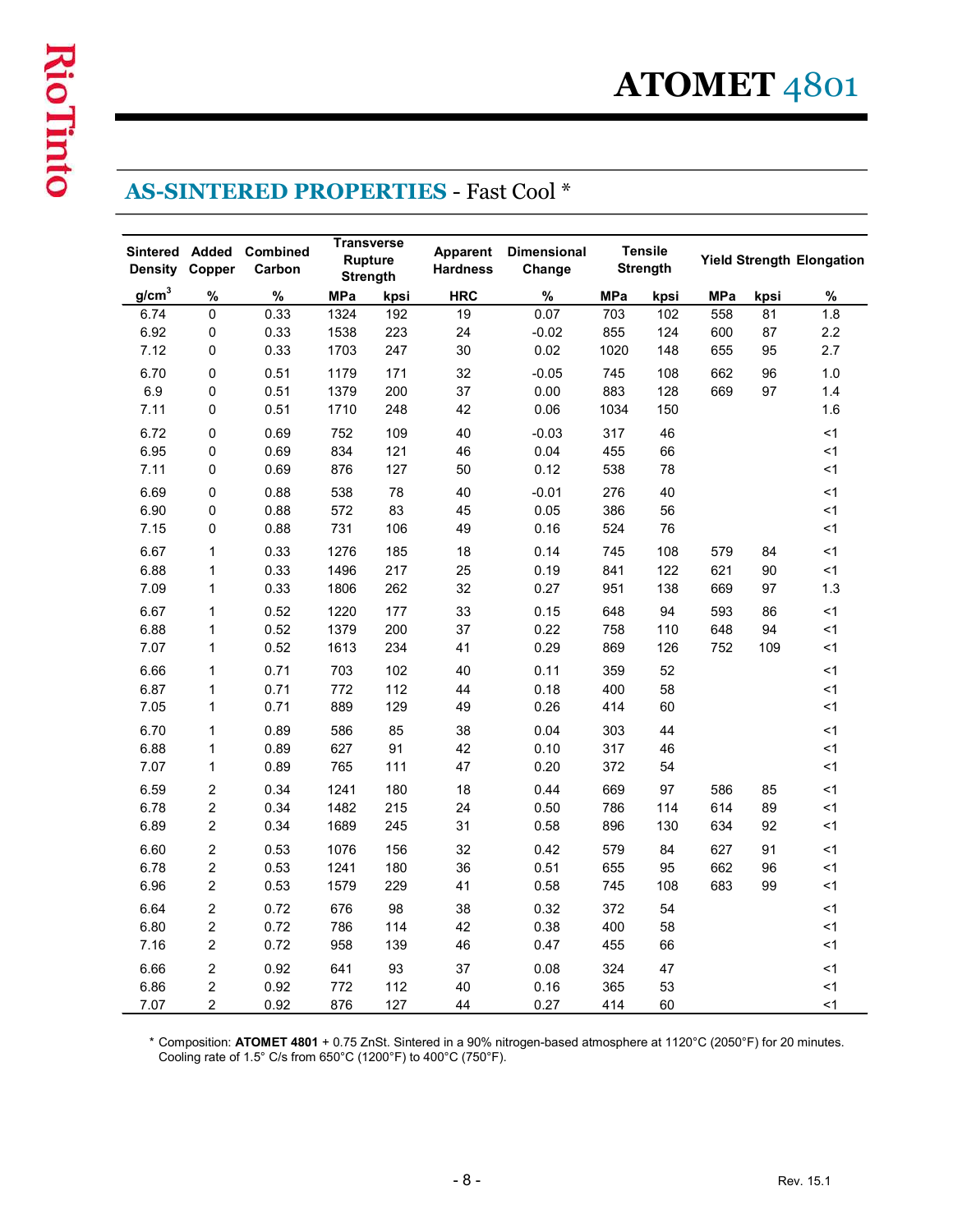# ATOMET 4801

## AS-SINTERED PROPERTIES - Fast Cool *

| Sintered Density | Added Copper | Combined Carbon | Transverse Rupture Strength | | Apparent Hardness | Dimensional Change | Tensile Strength | | Yield Strength | | Elongation |
|---|---|---|---|---|---|---|---|---|---|---|---|
| g/cm$^3$ | % | % | MPa | kpsi | HRC | % | MPa | kpsi | MPa | kpsi | % |
| 6.74 | 0 | 0.33 | 1324 | 192 | 19 | 0.07 | 703 | 102 | 558 | 81 | 1.8 |
| 6.92 | 0 | 0.33 | 1538 | 223 | 24 | -0.02 | 855 | 124 | 600 | 87 | 2.2 |
| 7.12 | 0 | 0.33 | 1703 | 247 | 30 | 0.02 | 1020 | 148 | 655 | 95 | 2.7 |
| 6.70 | 0 | 0.51 | 1179 | 171 | 32 | -0.05 | 745 | 108 | 662 | 96 | 1.0 |
| 6.9 | 0 | 0.51 | 1379 | 200 | 37 | 0.00 | 883 | 128 | 669 | 97 | 1.4 |
| 7.11 | 0 | 0.51 | 1710 | 248 | 42 | 0.06 | 1034 | 150 | | | 1.6 |
| 6.72 | 0 | 0.69 | 752 | 109 | 40 | -0.03 | 317 | 46 | | | <1 |
| 6.95 | 0 | 0.69 | 834 | 121 | 46 | 0.04 | 455 | 66 | | | <1 |
| 7.11 | 0 | 0.69 | 876 | 127 | 50 | 0.12 | 538 | 78 | | | <1 |
| 6.69 | 0 | 0.88 | 538 | 78 | 40 | -0.01 | 276 | 40 | | | <1 |
| 6.90 | 0 | 0.88 | 572 | 83 | 45 | 0.05 | 386 | 56 | | | <1 |
| 7.15 | 0 | 0.88 | 731 | 106 | 49 | 0.16 | 524 | 76 | | | <1 |
| 6.67 | 1 | 0.33 | 1276 | 185 | 18 | 0.14 | 745 | 108 | 579 | 84 | <1 |
| 6.88 | 1 | 0.33 | 1496 | 217 | 25 | 0.19 | 841 | 122 | 621 | 90 | <1 |
| 7.09 | 1 | 0.33 | 1806 | 262 | 32 | 0.27 | 951 | 138 | 669 | 97 | 1.3 |
| 6.67 | 1 | 0.52 | 1220 | 177 | 33 | 0.15 | 648 | 94 | 593 | 86 | <1 |
| 6.88 | 1 | 0.52 | 1379 | 200 | 37 | 0.22 | 758 | 110 | 648 | 94 | <1 |
| 7.07 | 1 | 0.52 | 1613 | 234 | 41 | 0.29 | 869 | 126 | 752 | 109 | <1 |
| 6.66 | 1 | 0.71 | 703 | 102 | 40 | 0.11 | 359 | 52 | | | <1 |
| 6.87 | 1 | 0.71 | 772 | 112 | 44 | 0.18 | 400 | 58 | | | <1 |
| 7.05 | 1 | 0.71 | 889 | 129 | 49 | 0.26 | 414 | 60 | | | <1 |
| 6.70 | 1 | 0.89 | 586 | 85 | 38 | 0.04 | 303 | 44 | | | <1 |
| 6.88 | 1 | 0.89 | 627 | 91 | 42 | 0.10 | 317 | 46 | | | <1 |
| 7.07 | 1 | 0.89 | 765 | 111 | 47 | 0.20 | 372 | 54 | | | <1 |
| 6.59 | 2 | 0.34 | 1241 | 180 | 18 | 0.44 | 669 | 97 | 586 | 85 | <1 |
| 6.78 | 2 | 0.34 | 1482 | 215 | 24 | 0.50 | 786 | 114 | 614 | 89 | <1 |
| 6.89 | 2 | 0.34 | 1689 | 245 | 31 | 0.58 | 896 | 130 | 634 | 92 | <1 |
| 6.60 | 2 | 0.53 | 1076 | 156 | 32 | 0.42 | 579 | 84 | 627 | 91 | <1 |
| 6.78 | 2 | 0.53 | 1241 | 180 | 36 | 0.51 | 655 | 95 | 662 | 96 | <1 |
| 6.96 | 2 | 0.53 | 1579 | 229 | 41 | 0.58 | 745 | 108 | 683 | 99 | <1 |
| 6.64 | 2 | 0.72 | 676 | 98 | 38 | 0.32 | 372 | 54 | | | <1 |
| 6.80 | 2 | 0.72 | 786 | 114 | 42 | 0.38 | 400 | 58 | | | <1 |
| 7.16 | 2 | 0.72 | 958 | 139 | 46 | 0.47 | 455 | 66 | | | <1 |
| 6.66 | 2 | 0.92 | 641 | 93 | 37 | 0.08 | 324 | 47 | | | <1 |
| 6.86 | 2 | 0.92 | 772 | 112 | 40 | 0.16 | 365 | 53 | | | <1 |
| 7.07 | 2 | 0.92 | 876 | 127 | 44 | 0.27 | 414 | 60 | | | <1 |

* Composition: **ATOMET 4801** + 0.75 ZnSt. Sintered in a 90% nitrogen-based atmosphere at 1120°C (2050°F) for 20 minutes. Cooling rate of 1.5° C/s from 650°C (1200°F) to 400°C (750°F).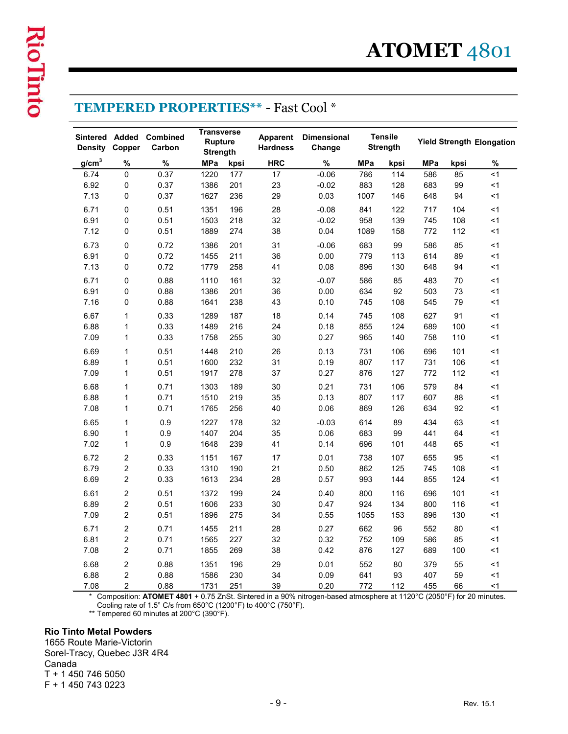# ATOMET 4801

## TEMPERED PROPERTIES** - Fast Cool *

| Sintered Density | Added Copper | Combined Carbon | Transverse Rupture Strength | | Apparent Hardness | Dimensional Change | Tensile Strength | | Yield Strength | | Elongation |
|---|---|---|---|---|---|---|---|---|---|---|---|
| g/cm³ | % | % | MPa | kpsi | HRC | % | MPa | kpsi | MPa | kpsi | % |
| 6.74 | 0 | 0.37 | 1220 | 177 | 17 | -0.06 | 786 | 114 | 586 | 85 | <1 |
| 6.92 | 0 | 0.37 | 1386 | 201 | 23 | -0.02 | 883 | 128 | 683 | 99 | <1 |
| 7.13 | 0 | 0.37 | 1627 | 236 | 29 | 0.03 | 1007 | 146 | 648 | 94 | <1 |
| 6.71 | 0 | 0.51 | 1351 | 196 | 28 | -0.08 | 841 | 122 | 717 | 104 | <1 |
| 6.91 | 0 | 0.51 | 1503 | 218 | 32 | -0.02 | 958 | 139 | 745 | 108 | <1 |
| 7.12 | 0 | 0.51 | 1889 | 274 | 38 | 0.04 | 1089 | 158 | 772 | 112 | <1 |
| 6.73 | 0 | 0.72 | 1386 | 201 | 31 | -0.06 | 683 | 99 | 586 | 85 | <1 |
| 6.91 | 0 | 0.72 | 1455 | 211 | 36 | 0.00 | 779 | 113 | 614 | 89 | <1 |
| 7.13 | 0 | 0.72 | 1779 | 258 | 41 | 0.08 | 896 | 130 | 648 | 94 | <1 |
| 6.71 | 0 | 0.88 | 1110 | 161 | 32 | -0.07 | 586 | 85 | 483 | 70 | <1 |
| 6.91 | 0 | 0.88 | 1386 | 201 | 36 | 0.00 | 634 | 92 | 503 | 73 | <1 |
| 7.16 | 0 | 0.88 | 1641 | 238 | 43 | 0.10 | 745 | 108 | 545 | 79 | <1 |
| 6.67 | 1 | 0.33 | 1289 | 187 | 18 | 0.14 | 745 | 108 | 627 | 91 | <1 |
| 6.88 | 1 | 0.33 | 1489 | 216 | 24 | 0.18 | 855 | 124 | 689 | 100 | <1 |
| 7.09 | 1 | 0.33 | 1758 | 255 | 30 | 0.27 | 965 | 140 | 758 | 110 | <1 |
| 6.69 | 1 | 0.51 | 1448 | 210 | 26 | 0.13 | 731 | 106 | 696 | 101 | <1 |
| 6.89 | 1 | 0.51 | 1600 | 232 | 31 | 0.19 | 807 | 117 | 731 | 106 | <1 |
| 7.09 | 1 | 0.51 | 1917 | 278 | 37 | 0.27 | 876 | 127 | 772 | 112 | <1 |
| 6.68 | 1 | 0.71 | 1303 | 189 | 30 | 0.21 | 731 | 106 | 579 | 84 | <1 |
| 6.88 | 1 | 0.71 | 1510 | 219 | 35 | 0.13 | 807 | 117 | 607 | 88 | <1 |
| 7.08 | 1 | 0.71 | 1765 | 256 | 40 | 0.06 | 869 | 126 | 634 | 92 | <1 |
| 6.65 | 1 | 0.9 | 1227 | 178 | 32 | -0.03 | 614 | 89 | 434 | 63 | <1 |
| 6.90 | 1 | 0.9 | 1407 | 204 | 35 | 0.06 | 683 | 99 | 441 | 64 | <1 |
| 7.02 | 1 | 0.9 | 1648 | 239 | 41 | 0.14 | 696 | 101 | 448 | 65 | <1 |
| 6.72 | 2 | 0.33 | 1151 | 167 | 17 | 0.01 | 738 | 107 | 655 | 95 | <1 |
| 6.79 | 2 | 0.33 | 1310 | 190 | 21 | 0.50 | 862 | 125 | 745 | 108 | <1 |
| 6.69 | 2 | 0.33 | 1613 | 234 | 28 | 0.57 | 993 | 144 | 855 | 124 | <1 |
| 6.61 | 2 | 0.51 | 1372 | 199 | 24 | 0.40 | 800 | 116 | 696 | 101 | <1 |
| 6.89 | 2 | 0.51 | 1606 | 233 | 30 | 0.47 | 924 | 134 | 800 | 116 | <1 |
| 7.09 | 2 | 0.51 | 1896 | 275 | 34 | 0.55 | 1055 | 153 | 896 | 130 | <1 |
| 6.71 | 2 | 0.71 | 1455 | 211 | 28 | 0.27 | 662 | 96 | 552 | 80 | <1 |
| 6.81 | 2 | 0.71 | 1565 | 227 | 32 | 0.32 | 752 | 109 | 586 | 85 | <1 |
| 7.08 | 2 | 0.71 | 1855 | 269 | 38 | 0.42 | 876 | 127 | 689 | 100 | <1 |
| 6.68 | 2 | 0.88 | 1351 | 196 | 29 | 0.01 | 552 | 80 | 379 | 55 | <1 |
| 6.88 | 2 | 0.88 | 1586 | 230 | 34 | 0.09 | 641 | 93 | 407 | 59 | <1 |
| 7.08 | 2 | 0.88 | 1731 | 251 | 39 | 0.20 | 772 | 112 | 455 | 66 | <1 |

\* Composition: **ATOMET 4801** + 0.75 ZnSt. Sintered in a 90% nitrogen-based atmosphere at 1120°C (2050°F) for 20 minutes. Cooling rate of 1.5° C/s from 650°C (1200°F) to 400°C (750°F).
** Tempered 60 minutes at 200°C (390°F).

**Rio Tinto Metal Powders**
1655 Route Marie-Victorin
Sorel-Tracy, Quebec J3R 4R4
Canada
T + 1 450 746 5050
F + 1 450 743 0223

Rev. 15.1